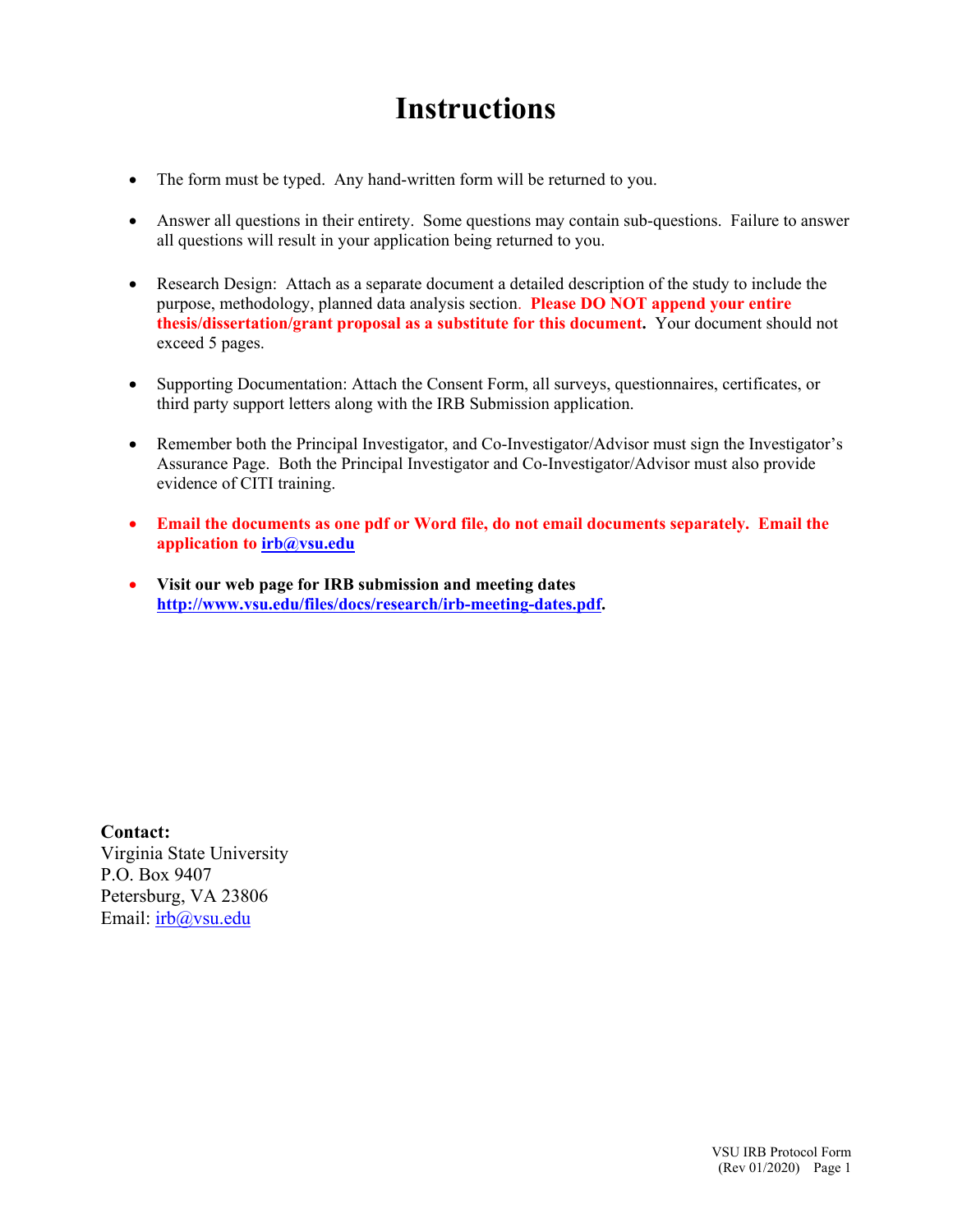# Instructions

- The form must be typed. Any hand-written form will be returned to you.
- Answer all questions in their entirety. Some questions may contain sub-questions. Failure to answer all questions will result in your application being returned to you.
- Research Design: Attach as a separate document a detailed description of the study to include the purpose, methodology, planned data analysis section. **Please DO NOT append your entire thesis/dissertation/grant proposal as a substitute for this document.** Your document should not exceed 5 pages.
- Supporting Documentation: Attach the Consent Form, all surveys, questionnaires, certificates, or third party support letters along with the IRB Submission application.
- Remember both the Principal Investigator, and Co-Investigator/Advisor must sign the Investigator's Assurance Page. Both the Principal Investigator and Co-Investigator/Advisor must also provide evidence of CITI training.
- **Email the documents as one pdf or Word file, do not email documents separately. Email the application to irb@vsu.edu**
- **Visit our web page for IRB submission and meeting dates http://www.vsu.edu/files/docs/research/irb-meeting-dates.pdf.**

**Contact:**
Virginia State University
P.O. Box 9407
Petersburg, VA 23806
Email: irb@vsu.edu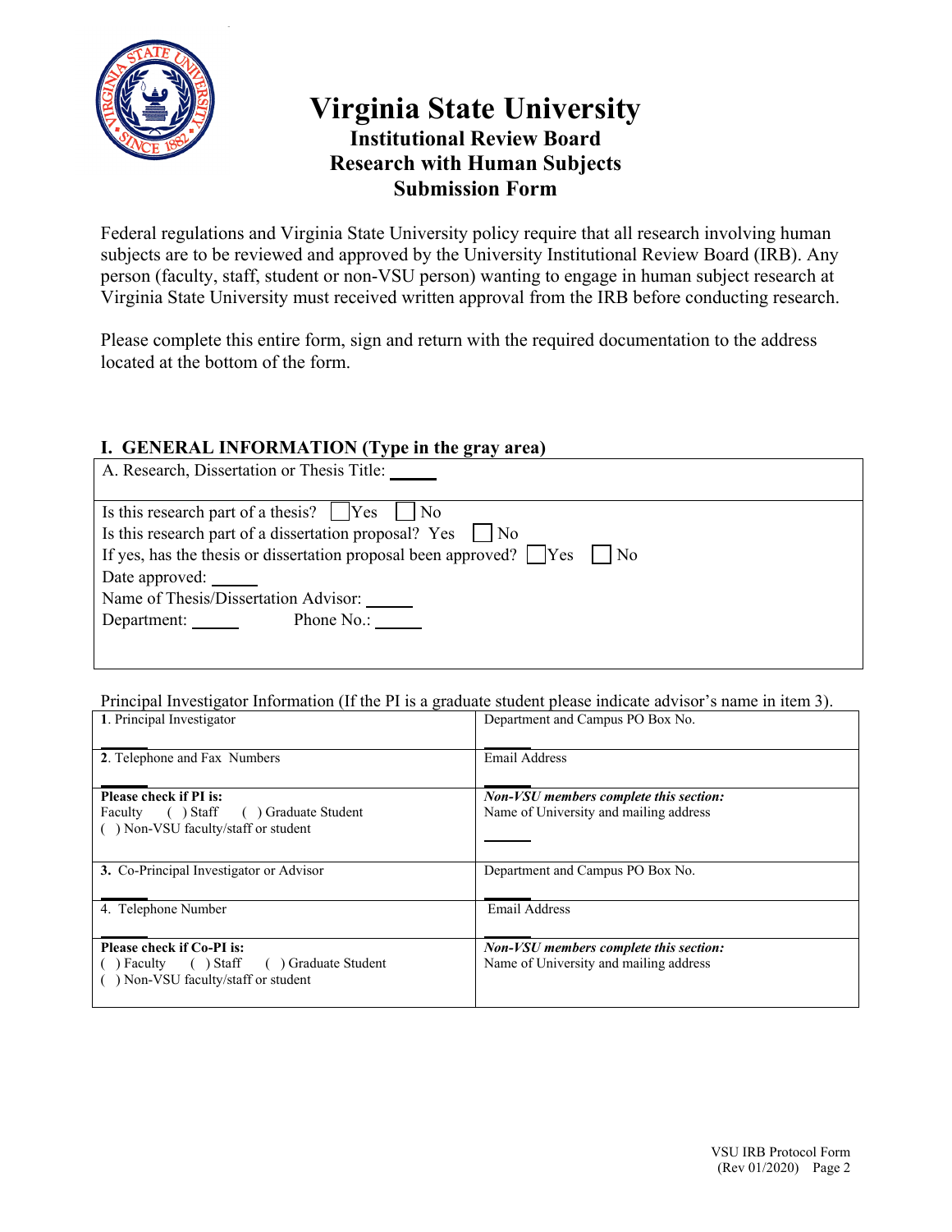# Virginia State University

## Institutional Review Board
## Research with Human Subjects
## Submission Form

Federal regulations and Virginia State University policy require that all research involving human subjects are to be reviewed and approved by the University Institutional Review Board (IRB). Any person (faculty, staff, student or non-VSU person) wanting to engage in human subject research at Virginia State University must received written approval from the IRB before conducting research.

Please complete this entire form, sign and return with the required documentation to the address located at the bottom of the form.

### I. GENERAL INFORMATION (Type in the gray area)

A. Research, Dissertation or Thesis Title: \_\_\_\_\_

Is this research part of a thesis? ☐ Yes ☐ No
Is this research part of a dissertation proposal? Yes ☐ No
If yes, has the thesis or dissertation proposal been approved? ☐ Yes ☐ No
Date approved: \_\_\_\_\_
Name of Thesis/Dissertation Advisor: \_\_\_\_\_
Department: \_\_\_\_\_ Phone No.: \_\_\_\_\_

Principal Investigator Information (If the PI is a graduate student please indicate advisor's name in item 3).

| | |
|---|---|
| **1**. Principal Investigator | Department and Campus PO Box No. |
| **2**. Telephone and Fax Numbers | Email Address |
| **Please check if PI is:**<br>Faculty ( ) Staff ( ) Graduate Student<br>( ) Non-VSU faculty/staff or student | ***Non-VSU members complete this section:***<br>Name of University and mailing address |
| **3.** Co-Principal Investigator or Advisor | Department and Campus PO Box No. |
| 4. Telephone Number | Email Address |
| **Please check if Co-PI is:**<br>( ) Faculty ( ) Staff ( ) Graduate Student<br>( ) Non-VSU faculty/staff or student | ***Non-VSU members complete this section:***<br>Name of University and mailing address |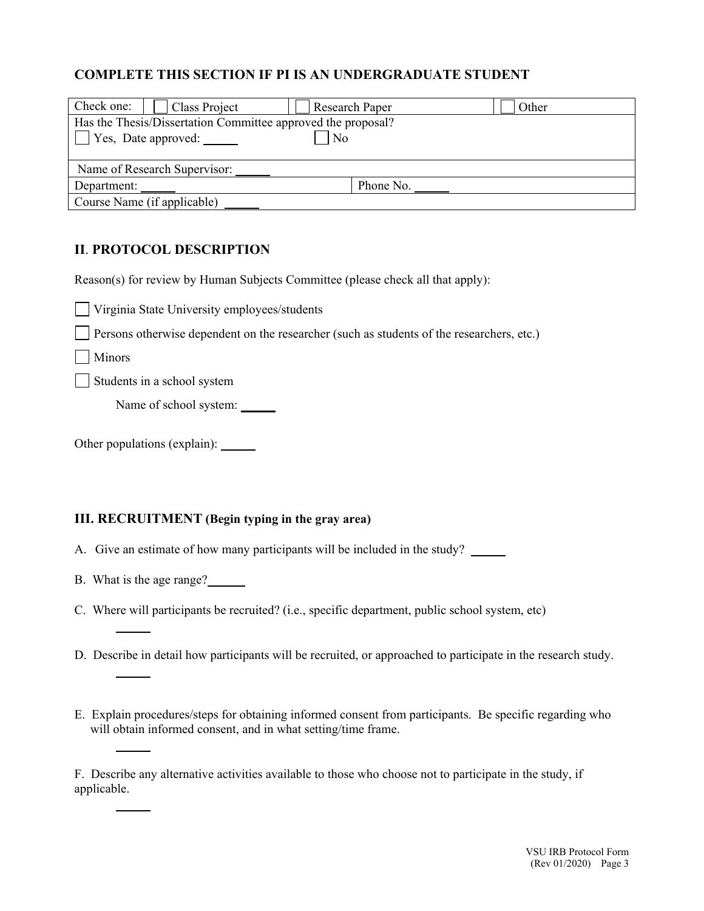### COMPLETE THIS SECTION IF PI IS AN UNDERGRADUATE STUDENT

| | | | |
|---|---|---|---|
| Check one: | ☐ Class Project | ☐ Research Paper | ☐ Other |
| Has the Thesis/Dissertation Committee approved the proposal?<br>☐ Yes, Date approved: ______ ☐ No | | | |
| Name of Research Supervisor: ______ | | | |
| Department: ______ | | Phone No. ______ | |
| Course Name (if applicable) ______ | | | |

## II. PROTOCOL DESCRIPTION

Reason(s) for review by Human Subjects Committee (please check all that apply):

☐ Virginia State University employees/students

☐ Persons otherwise dependent on the researcher (such as students of the researchers, etc.)

☐ Minors

☐ Students in a school system

Name of school system: ______

Other populations (explain): ______

## III. RECRUITMENT (Begin typing in the gray area)

A. Give an estimate of how many participants will be included in the study? ______

B. What is the age range? ______

C. Where will participants be recruited? (i.e., specific department, public school system, etc)

______

D. Describe in detail how participants will be recruited, or approached to participate in the research study.

______

E. Explain procedures/steps for obtaining informed consent from participants. Be specific regarding who will obtain informed consent, and in what setting/time frame.

______

F. Describe any alternative activities available to those who choose not to participate in the study, if applicable.

______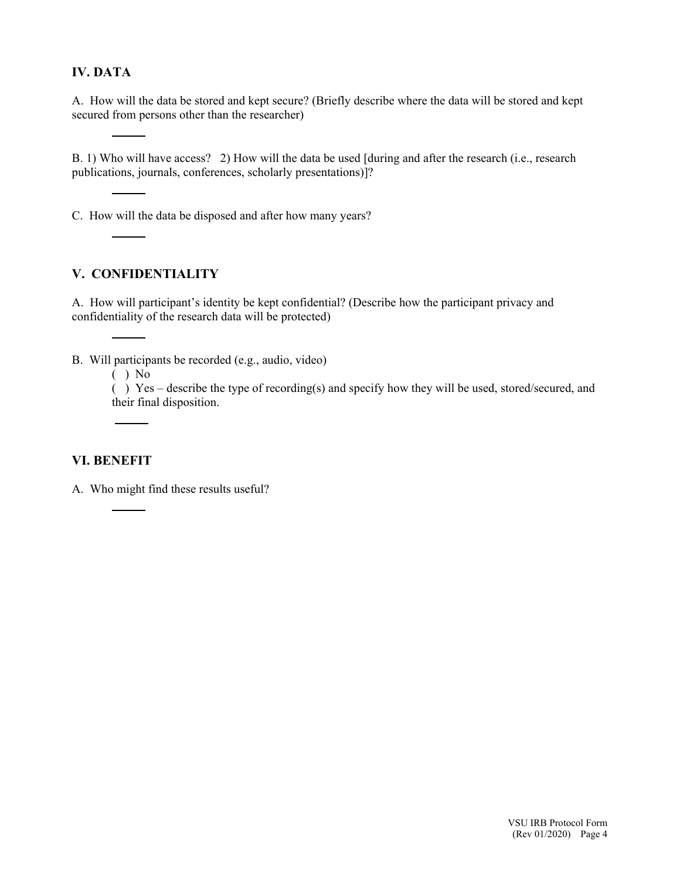## IV. DATA

A. How will the data be stored and kept secure? (Briefly describe where the data will be stored and kept secured from persons other than the researcher)

B. 1) Who will have access? 2) How will the data be used [during and after the research (i.e., research publications, journals, conferences, scholarly presentations)]?

C. How will the data be disposed and after how many years?

## V. CONFIDENTIALITY

A. How will participant's identity be kept confidential? (Describe how the participant privacy and confidentiality of the research data will be protected)

B. Will participants be recorded (e.g., audio, video)

( ) No

( ) Yes – describe the type of recording(s) and specify how they will be used, stored/secured, and their final disposition.

## VI. BENEFIT

A. Who might find these results useful?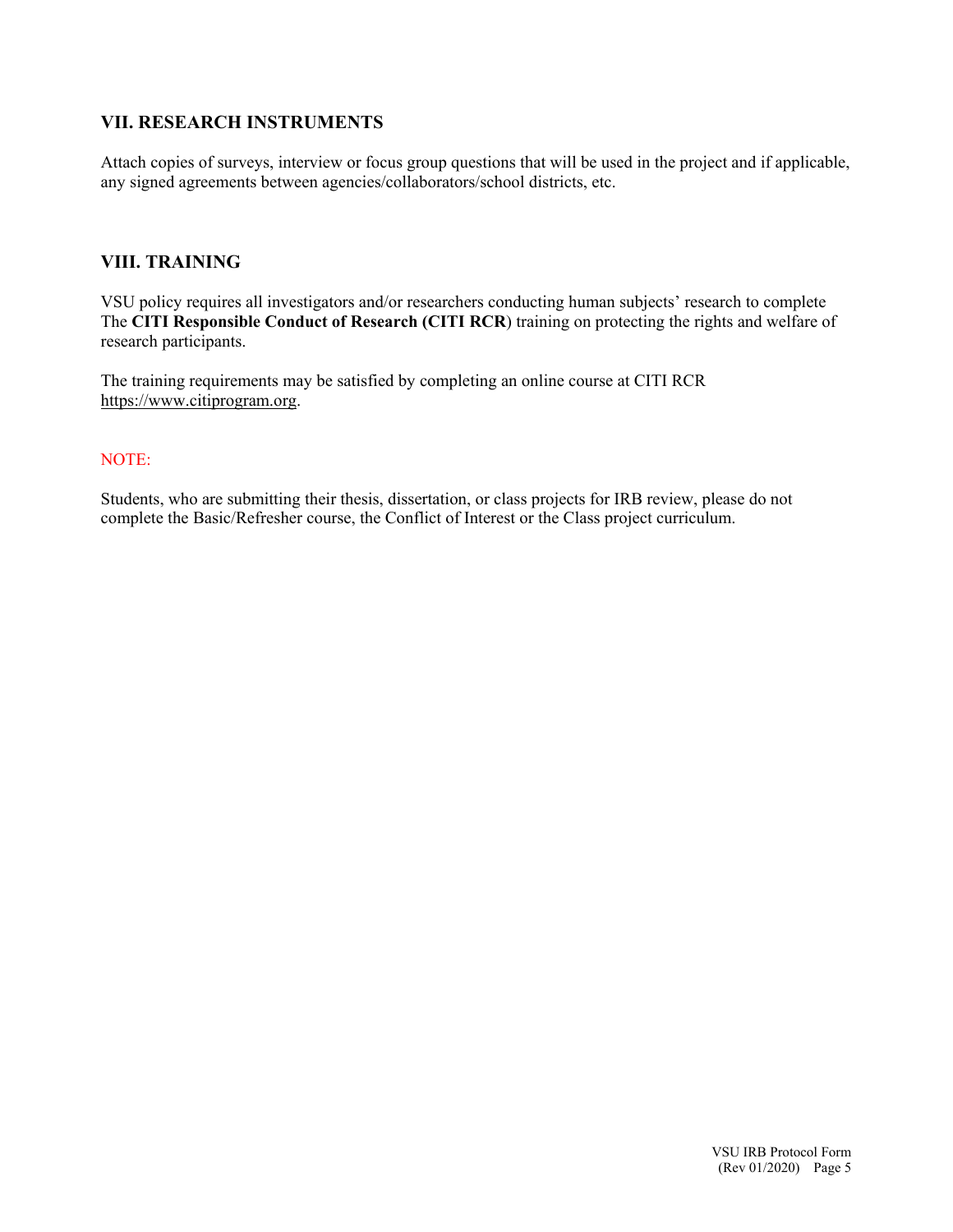## VII. RESEARCH INSTRUMENTS

Attach copies of surveys, interview or focus group questions that will be used in the project and if applicable, any signed agreements between agencies/collaborators/school districts, etc.

## VIII. TRAINING

VSU policy requires all investigators and/or researchers conducting human subjects' research to complete The **CITI Responsible Conduct of Research (CITI RCR**) training on protecting the rights and welfare of research participants.

The training requirements may be satisfied by completing an online course at CITI RCR https://www.citiprogram.org.

NOTE:

Students, who are submitting their thesis, dissertation, or class projects for IRB review, please do not complete the Basic/Refresher course, the Conflict of Interest or the Class project curriculum.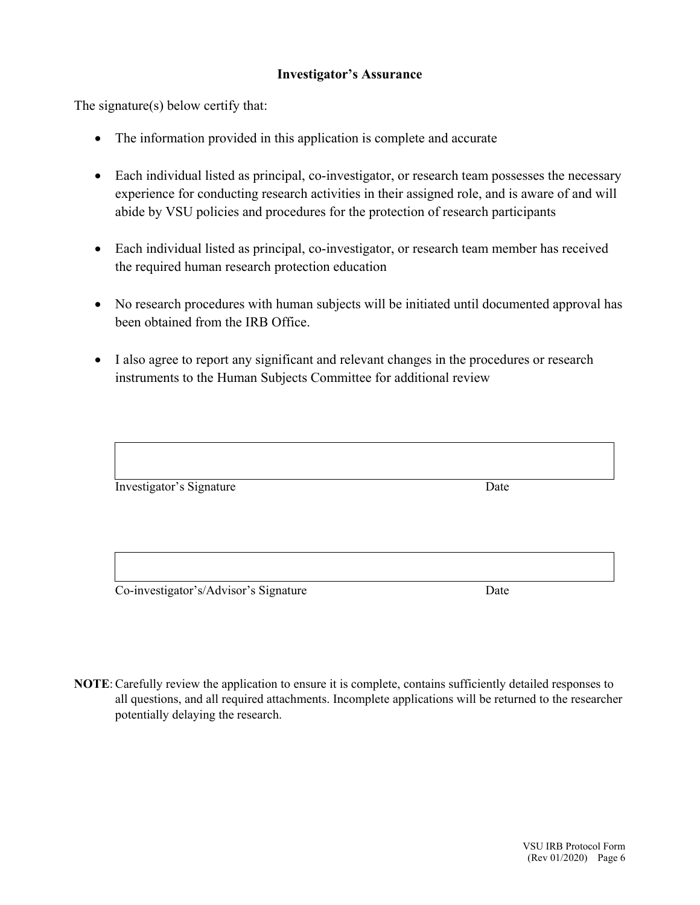## Investigator's Assurance

The signature(s) below certify that:

- The information provided in this application is complete and accurate
- Each individual listed as principal, co-investigator, or research team possesses the necessary experience for conducting research activities in their assigned role, and is aware of and will abide by VSU policies and procedures for the protection of research participants
- Each individual listed as principal, co-investigator, or research team member has received the required human research protection education
- No research procedures with human subjects will be initiated until documented approval has been obtained from the IRB Office.
- I also agree to report any significant and relevant changes in the procedures or research instruments to the Human Subjects Committee for additional review

| | |
|---|---|
| | |
| Investigator's Signature | Date |

| | |
|---|---|
| | |
| Co-investigator's/Advisor's Signature | Date |

**NOTE**: Carefully review the application to ensure it is complete, contains sufficiently detailed responses to all questions, and all required attachments. Incomplete applications will be returned to the researcher potentially delaying the research.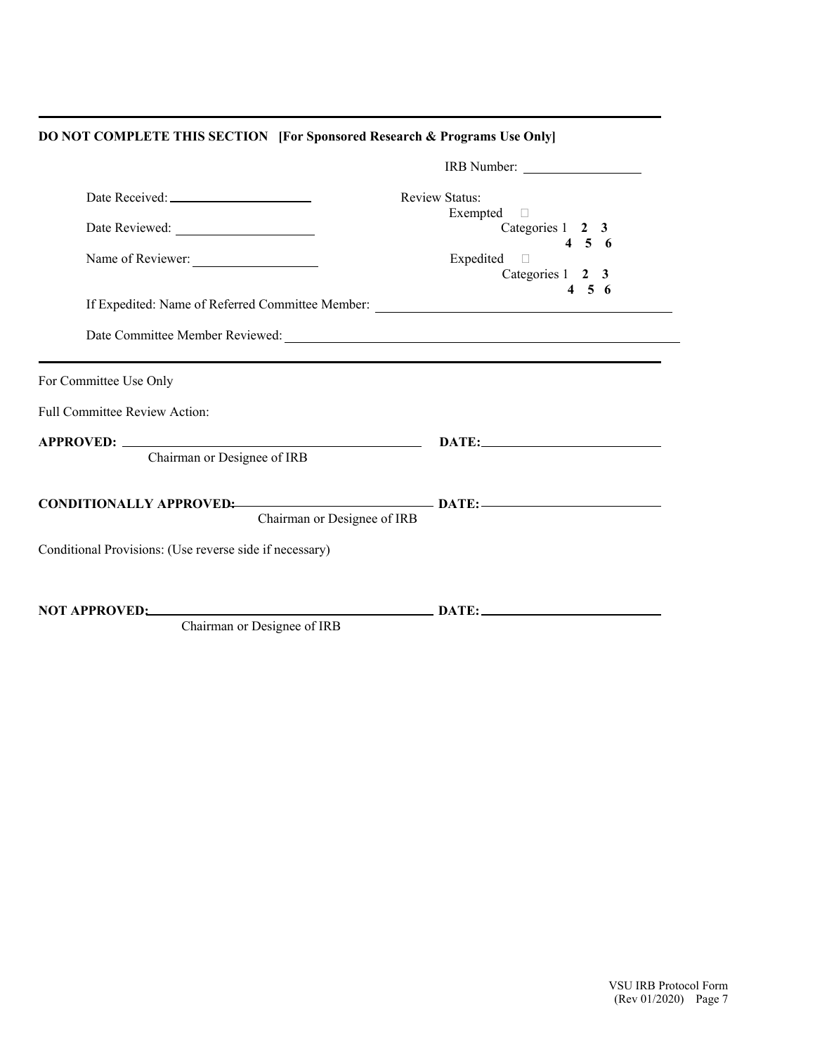**DO NOT COMPLETE THIS SECTION [For Sponsored Research & Programs Use Only]**

IRB Number: ________________

Date Received: ____________________

Date Reviewed: ____________________

Name of Reviewer: __________________

Review Status:

Exempted ☐
Categories 1 **2 3**
**4 5 6**

Expedited ☐
Categories 1 **2 3**
**4 5 6**

If Expedited: Name of Referred Committee Member: ________________________________________

Date Committee Member Reviewed: ____________________________________________________

---

For Committee Use Only

Full Committee Review Action:

**APPROVED:** ____________________________________________ **DATE:** __________________________
Chairman or Designee of IRB

**CONDITIONALLY APPROVED:** ____________________________ **DATE:** __________________________
Chairman or Designee of IRB

Conditional Provisions: (Use reverse side if necessary)

**NOT APPROVED:** ________________________________________ **DATE:** __________________________
Chairman or Designee of IRB